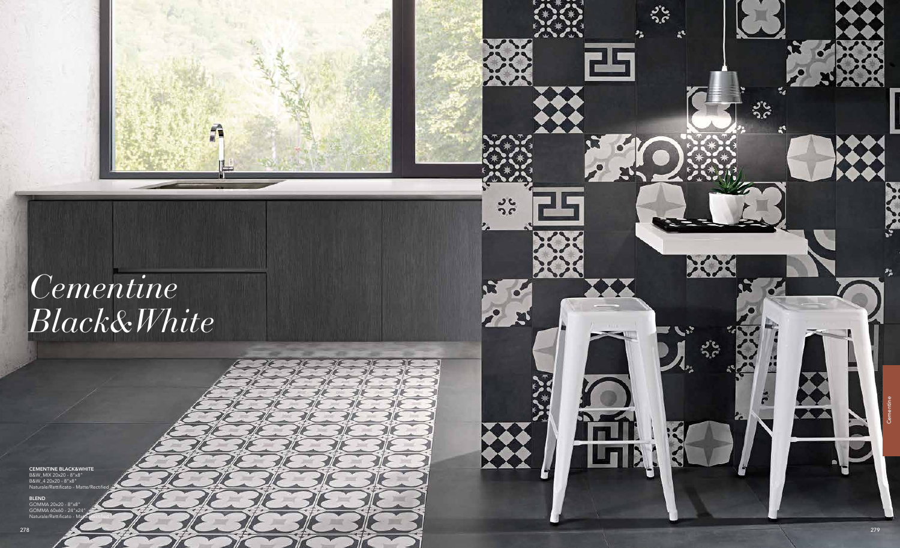# *Cementine Black&White*

**CEMENTINE BLACK&WHITE**
B&W_MIX 20x20 - 8"x8"
B&W_4 20x20 - 8"x8"
Naturale/Rettificato - Matte/Rectified

**BLEND**
GOMMA 20x20 - 8"x8"
GOMMA 60x60 - 24"x24"
Naturale/Rettificato - Matte/Rectified

Cementine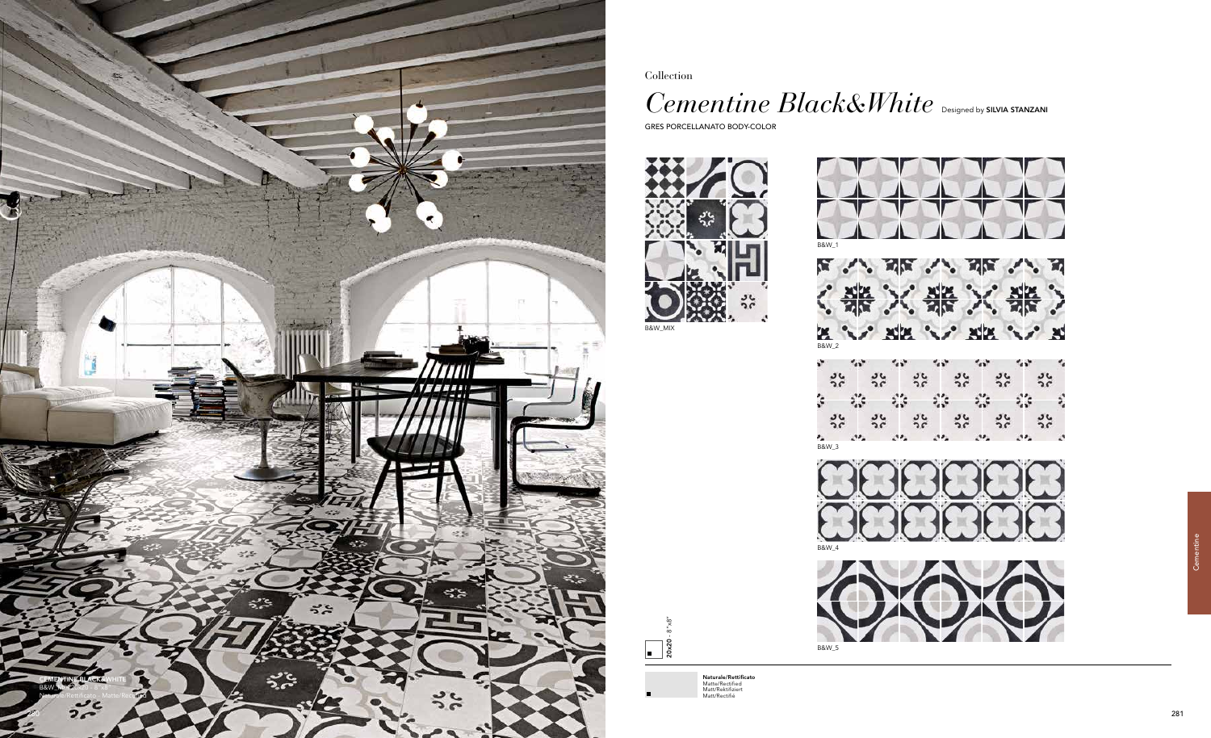CEMENTINE BLACK&WHITE
B&W_MIX 20x20 - 8"x8"
Naturale/Rettificato - Matte/Rectified

Collection

# *Cementine Black&White* Designed by **SILVIA STANZANI**

GRES PORCELLANATO BODY-COLOR

B&W_MIX

B&W_1

B&W_2

B&W_3

B&W_4

B&W_5

**20x20** - 8"x8"

**Naturale/Rettificato**
Matte/Rectified
Matt/Rektifiziert
Matt/Rectifié

Cementine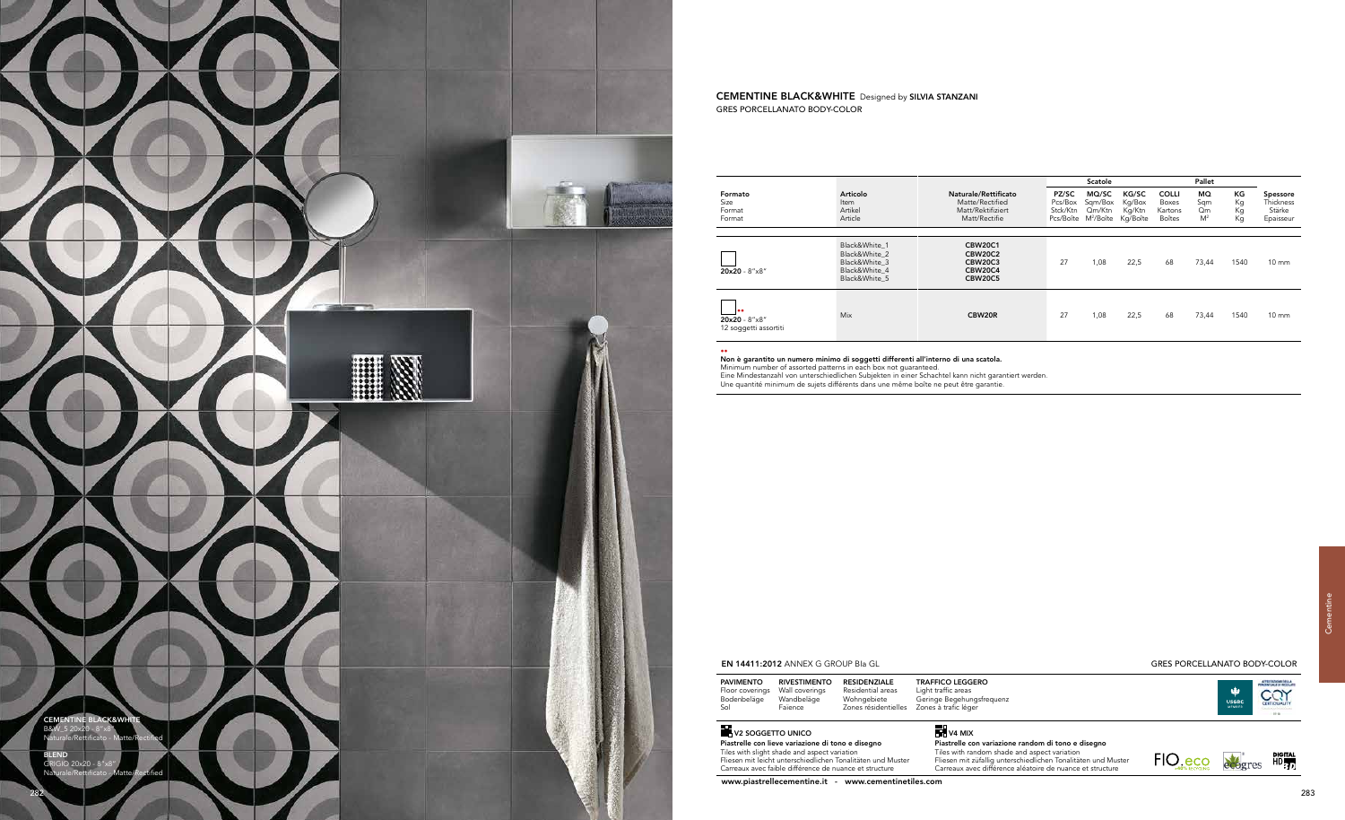CEMENTINE BLACK&WHITE
B&W_5 20x20 - 8"x8"
Naturale/Rettificato - Matte/Rectified

BLEND
GRIGIO 20x20 - 8"x8"
Naturale/Rettificato - Matte/Rectified

## CEMENTINE BLACK&WHITE Designed by SILVIA STANZANI

GRES PORCELLANATO BODY-COLOR

| Formato<br>Size<br>Format<br>Format | Articolo<br>Item<br>Artikel<br>Article | Naturale/Rettificato<br>Matte/Rectified<br>Matt/Rektifiziert<br>Matt/Rectifié | Scatole<br>PZ/SC<br>Pcs/Box<br>Stck/Ktn<br>Pcs/Boîte | MQ/SC<br>Sqm/Box<br>Qm/Ktn<br>M²/Boîte | KG/SC<br>Kg/Box<br>Kg/Ktn<br>Kg/Boîte | Pallet<br>COLLI<br>Boxes<br>Kartons<br>Boîtes | MQ<br>Sqm<br>Qm<br>M² | KG<br>Kg<br>Kg<br>Kg | Spessore<br>Thickness<br>Stärke<br>Epaisseur |
|---|---|---|---|---|---|---|---|---|---|
| 20x20 - 8"x8" | Black&White_1<br>Black&White_2<br>Black&White_3<br>Black&White_4<br>Black&White_5 | CBW20C1<br>CBW20C2<br>CBW20C3<br>CBW20C4<br>CBW20C5 | 27 | 1,08 | 22,5 | 68 | 73,44 | 1540 | 10 mm |
| ** 20x20 - 8"x8"<br>12 soggetti assortiti | Mix | CBW20R | 27 | 1,08 | 22,5 | 68 | 73,44 | 1540 | 10 mm |

**
**Non è garantito un numero minimo di soggetti differenti all'interno di una scatola.**
Minimum number of assorted patterns in each box not guaranteed.
Eine Mindestanzahl von unterschiedlichen Subjekten in einer Schachtel kann nicht garantiert werden.
Une quantité minimum de sujets différents dans une même boîte ne peut être garantie.

**EN 14411:2012** ANNEX G GROUP BIa GL

GRES PORCELLANATO BODY-COLOR

| PAVIMENTO | RIVESTIMENTO | RESIDENZIALE | TRAFFICO LEGGERO |
|---|---|---|---|
| Floor coverings | Wall coverings | Residential areas | Light traffic areas |
| Bodenbeläge | Wandbeläge | Wohngebiete | Geringe Begehungsfrequenz |
| Sol | Faience | Zones résidentielles | Zones à trafic léger |

**V2 SOGGETTO UNICO**
**Piastrelle con lieve variazione di tono e disegno**
Tiles with slight shade and aspect variation
Fliesen mit leicht unterschiedlichen Tonalitäten und Muster
Carreaux avec faible différence de nuance et structure

**V4 MIX**
**Piastrelle con variazione random di tono e disegno**
Tiles with random shade and aspect variation
Fliesen mit zufällig unterschiedlichen Tonalitäten und Muster
Carreaux avec différence aléatoire de nuance et structure

www.piastrellecementine.it - www.cementinetiles.com

Cementine